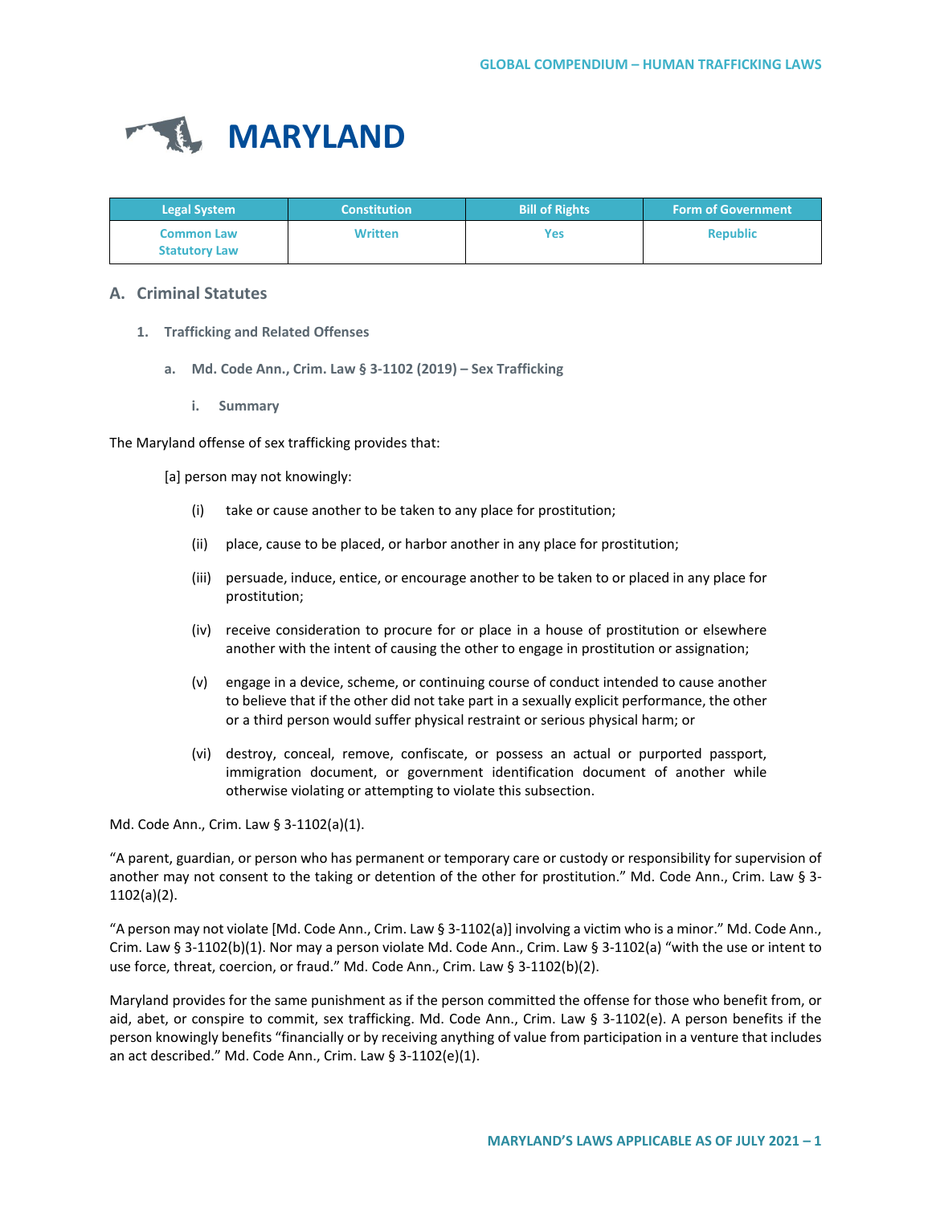# MARYLAND

| Legal System | Constitution | Bill of Rights | Form of Government |
| --- | --- | --- | --- |
| Common Law Statutory Law | Written | Yes | Republic |

## A. Criminal Statutes

### 1. Trafficking and Related Offenses

#### a. Md. Code Ann., Crim. Law § 3-1102 (2019) – Sex Trafficking

##### i. Summary

The Maryland offense of sex trafficking provides that:

> [a] person may not knowingly:
>
> (i) take or cause another to be taken to any place for prostitution;
>
> (ii) place, cause to be placed, or harbor another in any place for prostitution;
>
> (iii) persuade, induce, entice, or encourage another to be taken to or placed in any place for prostitution;
>
> (iv) receive consideration to procure for or place in a house of prostitution or elsewhere another with the intent of causing the other to engage in prostitution or assignation;
>
> (v) engage in a device, scheme, or continuing course of conduct intended to cause another to believe that if the other did not take part in a sexually explicit performance, the other or a third person would suffer physical restraint or serious physical harm; or
>
> (vi) destroy, conceal, remove, confiscate, or possess an actual or purported passport, immigration document, or government identification document of another while otherwise violating or attempting to violate this subsection.

Md. Code Ann., Crim. Law § 3-1102(a)(1).

"A parent, guardian, or person who has permanent or temporary care or custody or responsibility for supervision of another may not consent to the taking or detention of the other for prostitution." Md. Code Ann., Crim. Law § 3-1102(a)(2).

"A person may not violate [Md. Code Ann., Crim. Law § 3-1102(a)] involving a victim who is a minor." Md. Code Ann., Crim. Law § 3-1102(b)(1). Nor may a person violate Md. Code Ann., Crim. Law § 3-1102(a) "with the use or intent to use force, threat, coercion, or fraud." Md. Code Ann., Crim. Law § 3-1102(b)(2).

Maryland provides for the same punishment as if the person committed the offense for those who benefit from, or aid, abet, or conspire to commit, sex trafficking. Md. Code Ann., Crim. Law § 3-1102(e). A person benefits if the person knowingly benefits "financially or by receiving anything of value from participation in a venture that includes an act described." Md. Code Ann., Crim. Law § 3-1102(e)(1).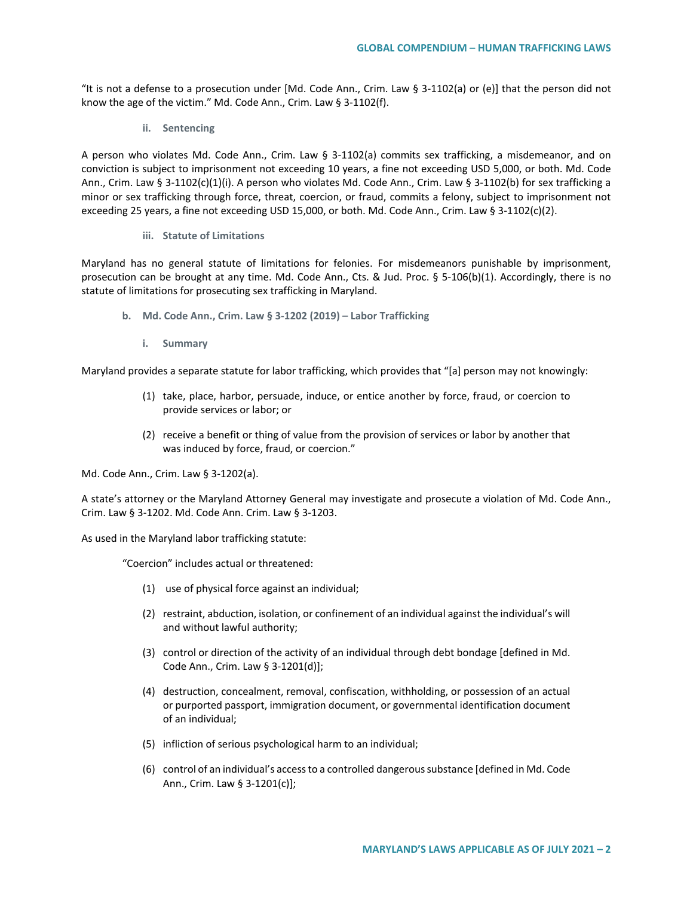"It is not a defense to a prosecution under [Md. Code Ann., Crim. Law § 3-1102(a) or (e)] that the person did not know the age of the victim." Md. Code Ann., Crim. Law § 3-1102(f).

#### ii. Sentencing

A person who violates Md. Code Ann., Crim. Law § 3-1102(a) commits sex trafficking, a misdemeanor, and on conviction is subject to imprisonment not exceeding 10 years, a fine not exceeding USD 5,000, or both. Md. Code Ann., Crim. Law § 3-1102(c)(1)(i). A person who violates Md. Code Ann., Crim. Law § 3-1102(b) for sex trafficking a minor or sex trafficking through force, threat, coercion, or fraud, commits a felony, subject to imprisonment not exceeding 25 years, a fine not exceeding USD 15,000, or both. Md. Code Ann., Crim. Law § 3-1102(c)(2).

#### iii. Statute of Limitations

Maryland has no general statute of limitations for felonies. For misdemeanors punishable by imprisonment, prosecution can be brought at any time. Md. Code Ann., Cts. & Jud. Proc. § 5-106(b)(1). Accordingly, there is no statute of limitations for prosecuting sex trafficking in Maryland.

### b. Md. Code Ann., Crim. Law § 3-1202 (2019) – Labor Trafficking

#### i. Summary

Maryland provides a separate statute for labor trafficking, which provides that "[a] person may not knowingly:

(1) take, place, harbor, persuade, induce, or entice another by force, fraud, or coercion to provide services or labor; or

(2) receive a benefit or thing of value from the provision of services or labor by another that was induced by force, fraud, or coercion."

Md. Code Ann., Crim. Law § 3-1202(a).

A state's attorney or the Maryland Attorney General may investigate and prosecute a violation of Md. Code Ann., Crim. Law § 3-1202. Md. Code Ann. Crim. Law § 3-1203.

As used in the Maryland labor trafficking statute:

"Coercion" includes actual or threatened:

(1) use of physical force against an individual;

(2) restraint, abduction, isolation, or confinement of an individual against the individual's will and without lawful authority;

(3) control or direction of the activity of an individual through debt bondage [defined in Md. Code Ann., Crim. Law § 3-1201(d)];

(4) destruction, concealment, removal, confiscation, withholding, or possession of an actual or purported passport, immigration document, or governmental identification document of an individual;

(5) infliction of serious psychological harm to an individual;

(6) control of an individual's access to a controlled dangerous substance [defined in Md. Code Ann., Crim. Law § 3-1201(c)];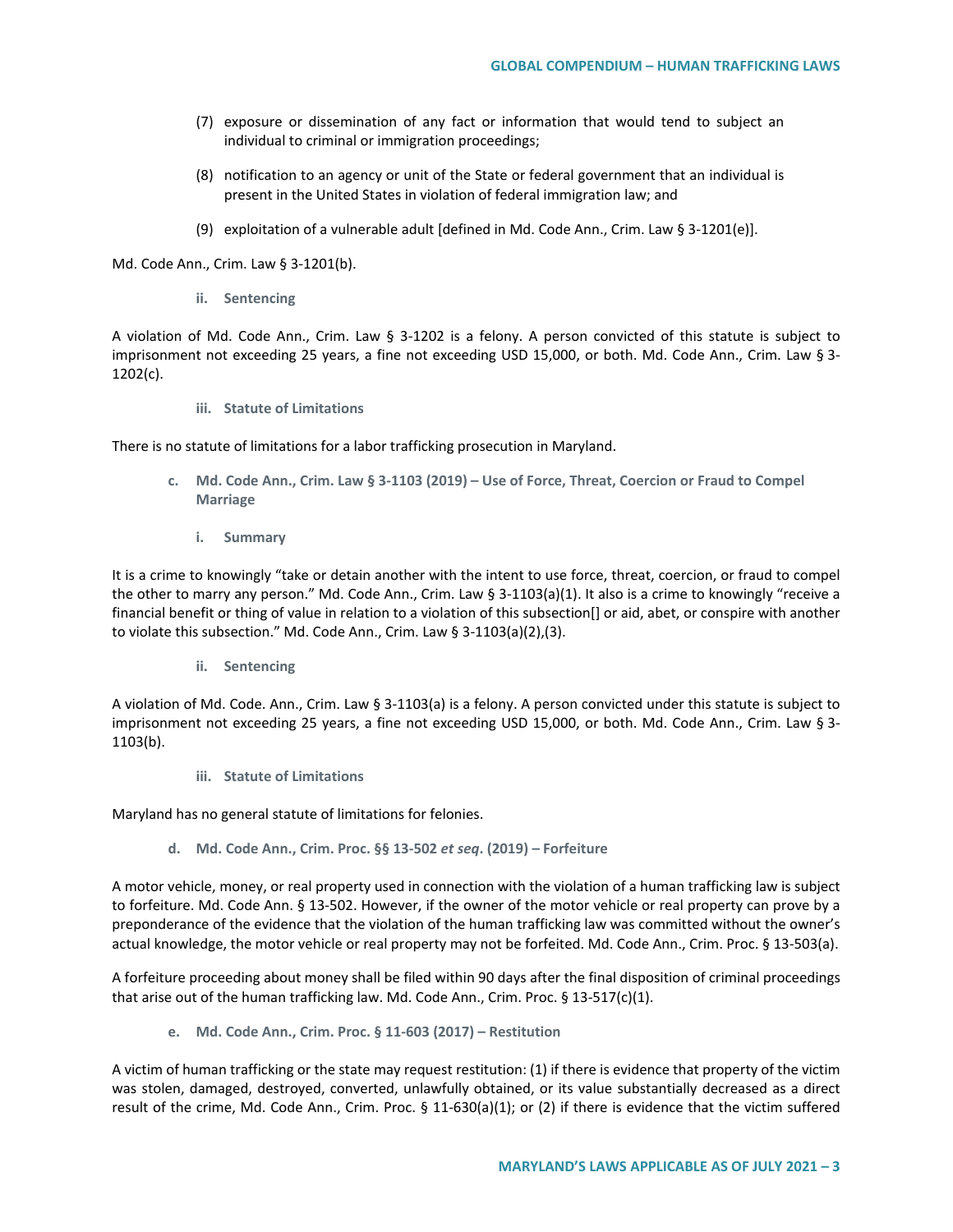(7) exposure or dissemination of any fact or information that would tend to subject an individual to criminal or immigration proceedings;

(8) notification to an agency or unit of the State or federal government that an individual is present in the United States in violation of federal immigration law; and

(9) exploitation of a vulnerable adult [defined in Md. Code Ann., Crim. Law § 3-1201(e)].

Md. Code Ann., Crim. Law § 3-1201(b).

#### ii. Sentencing

A violation of Md. Code Ann., Crim. Law § 3-1202 is a felony. A person convicted of this statute is subject to imprisonment not exceeding 25 years, a fine not exceeding USD 15,000, or both. Md. Code Ann., Crim. Law § 3-1202(c).

#### iii. Statute of Limitations

There is no statute of limitations for a labor trafficking prosecution in Maryland.

### c. Md. Code Ann., Crim. Law § 3-1103 (2019) – Use of Force, Threat, Coercion or Fraud to Compel Marriage

#### i. Summary

It is a crime to knowingly "take or detain another with the intent to use force, threat, coercion, or fraud to compel the other to marry any person." Md. Code Ann., Crim. Law § 3-1103(a)(1). It also is a crime to knowingly "receive a financial benefit or thing of value in relation to a violation of this subsection[] or aid, abet, or conspire with another to violate this subsection." Md. Code Ann., Crim. Law § 3-1103(a)(2),(3).

#### ii. Sentencing

A violation of Md. Code. Ann., Crim. Law § 3-1103(a) is a felony. A person convicted under this statute is subject to imprisonment not exceeding 25 years, a fine not exceeding USD 15,000, or both. Md. Code Ann., Crim. Law § 3-1103(b).

#### iii. Statute of Limitations

Maryland has no general statute of limitations for felonies.

### d. Md. Code Ann., Crim. Proc. §§ 13-502 *et seq*. (2019) – Forfeiture

A motor vehicle, money, or real property used in connection with the violation of a human trafficking law is subject to forfeiture. Md. Code Ann. § 13-502. However, if the owner of the motor vehicle or real property can prove by a preponderance of the evidence that the violation of the human trafficking law was committed without the owner's actual knowledge, the motor vehicle or real property may not be forfeited. Md. Code Ann., Crim. Proc. § 13-503(a).

A forfeiture proceeding about money shall be filed within 90 days after the final disposition of criminal proceedings that arise out of the human trafficking law. Md. Code Ann., Crim. Proc. § 13-517(c)(1).

### e. Md. Code Ann., Crim. Proc. § 11-603 (2017) – Restitution

A victim of human trafficking or the state may request restitution: (1) if there is evidence that property of the victim was stolen, damaged, destroyed, converted, unlawfully obtained, or its value substantially decreased as a direct result of the crime, Md. Code Ann., Crim. Proc. § 11-630(a)(1); or (2) if there is evidence that the victim suffered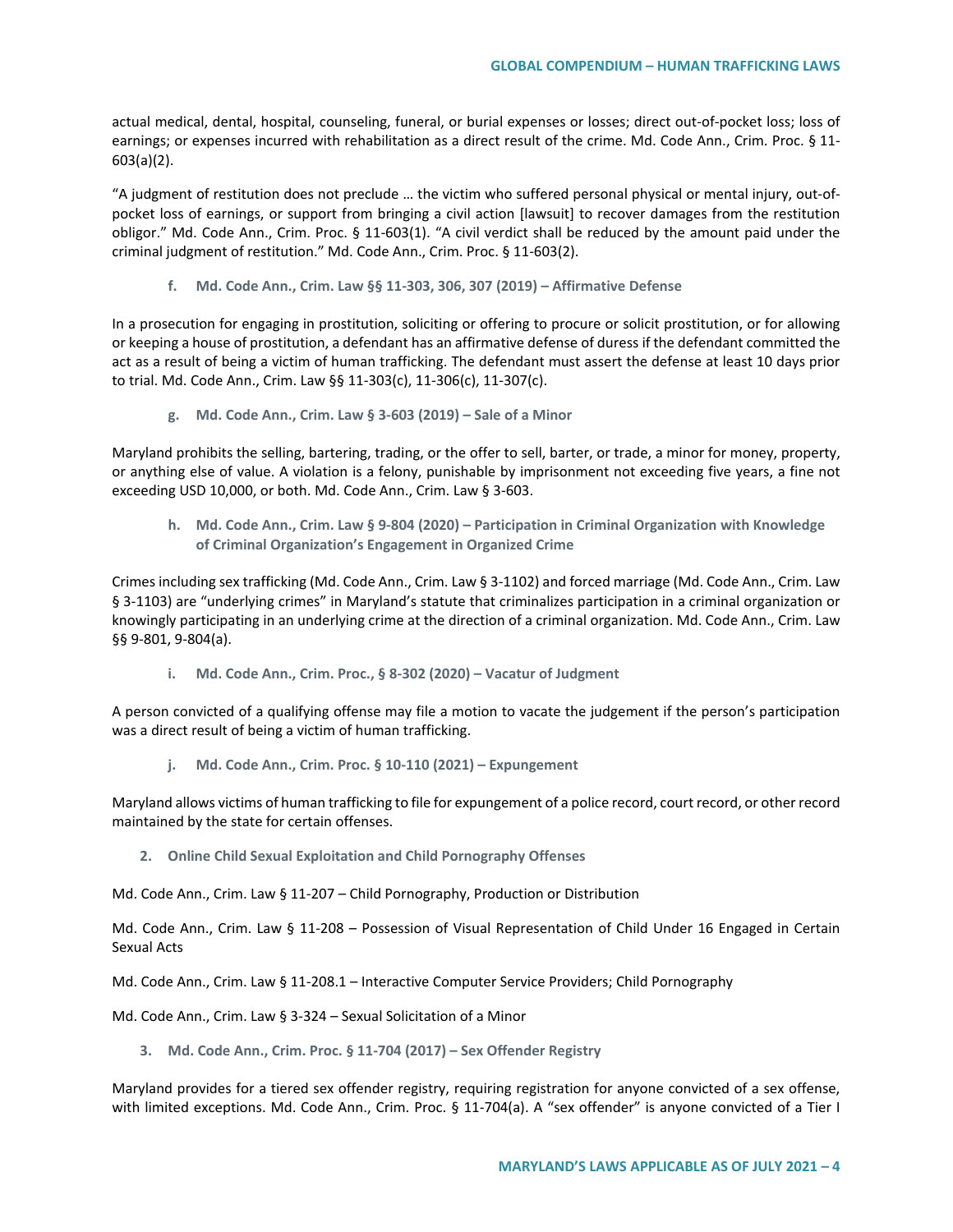actual medical, dental, hospital, counseling, funeral, or burial expenses or losses; direct out-of-pocket loss; loss of earnings; or expenses incurred with rehabilitation as a direct result of the crime. Md. Code Ann., Crim. Proc. § 11-603(a)(2).

"A judgment of restitution does not preclude … the victim who suffered personal physical or mental injury, out-of-pocket loss of earnings, or support from bringing a civil action [lawsuit] to recover damages from the restitution obligor." Md. Code Ann., Crim. Proc. § 11-603(1). "A civil verdict shall be reduced by the amount paid under the criminal judgment of restitution." Md. Code Ann., Crim. Proc. § 11-603(2).

#### f. Md. Code Ann., Crim. Law §§ 11-303, 306, 307 (2019) – Affirmative Defense

In a prosecution for engaging in prostitution, soliciting or offering to procure or solicit prostitution, or for allowing or keeping a house of prostitution, a defendant has an affirmative defense of duress if the defendant committed the act as a result of being a victim of human trafficking. The defendant must assert the defense at least 10 days prior to trial. Md. Code Ann., Crim. Law §§ 11-303(c), 11-306(c), 11-307(c).

#### g. Md. Code Ann., Crim. Law § 3-603 (2019) – Sale of a Minor

Maryland prohibits the selling, bartering, trading, or the offer to sell, barter, or trade, a minor for money, property, or anything else of value. A violation is a felony, punishable by imprisonment not exceeding five years, a fine not exceeding USD 10,000, or both. Md. Code Ann., Crim. Law § 3-603.

#### h. Md. Code Ann., Crim. Law § 9-804 (2020) – Participation in Criminal Organization with Knowledge of Criminal Organization's Engagement in Organized Crime

Crimes including sex trafficking (Md. Code Ann., Crim. Law § 3-1102) and forced marriage (Md. Code Ann., Crim. Law § 3-1103) are "underlying crimes" in Maryland's statute that criminalizes participation in a criminal organization or knowingly participating in an underlying crime at the direction of a criminal organization. Md. Code Ann., Crim. Law §§ 9-801, 9-804(a).

#### i. Md. Code Ann., Crim. Proc., § 8-302 (2020) – Vacatur of Judgment

A person convicted of a qualifying offense may file a motion to vacate the judgement if the person's participation was a direct result of being a victim of human trafficking.

#### j. Md. Code Ann., Crim. Proc. § 10-110 (2021) – Expungement

Maryland allows victims of human trafficking to file for expungement of a police record, court record, or other record maintained by the state for certain offenses.

### 2. Online Child Sexual Exploitation and Child Pornography Offenses

Md. Code Ann., Crim. Law § 11-207 – Child Pornography, Production or Distribution

Md. Code Ann., Crim. Law § 11-208 – Possession of Visual Representation of Child Under 16 Engaged in Certain Sexual Acts

Md. Code Ann., Crim. Law § 11-208.1 – Interactive Computer Service Providers; Child Pornography

Md. Code Ann., Crim. Law § 3-324 – Sexual Solicitation of a Minor

### 3. Md. Code Ann., Crim. Proc. § 11-704 (2017) – Sex Offender Registry

Maryland provides for a tiered sex offender registry, requiring registration for anyone convicted of a sex offense, with limited exceptions. Md. Code Ann., Crim. Proc. § 11-704(a). A "sex offender" is anyone convicted of a Tier I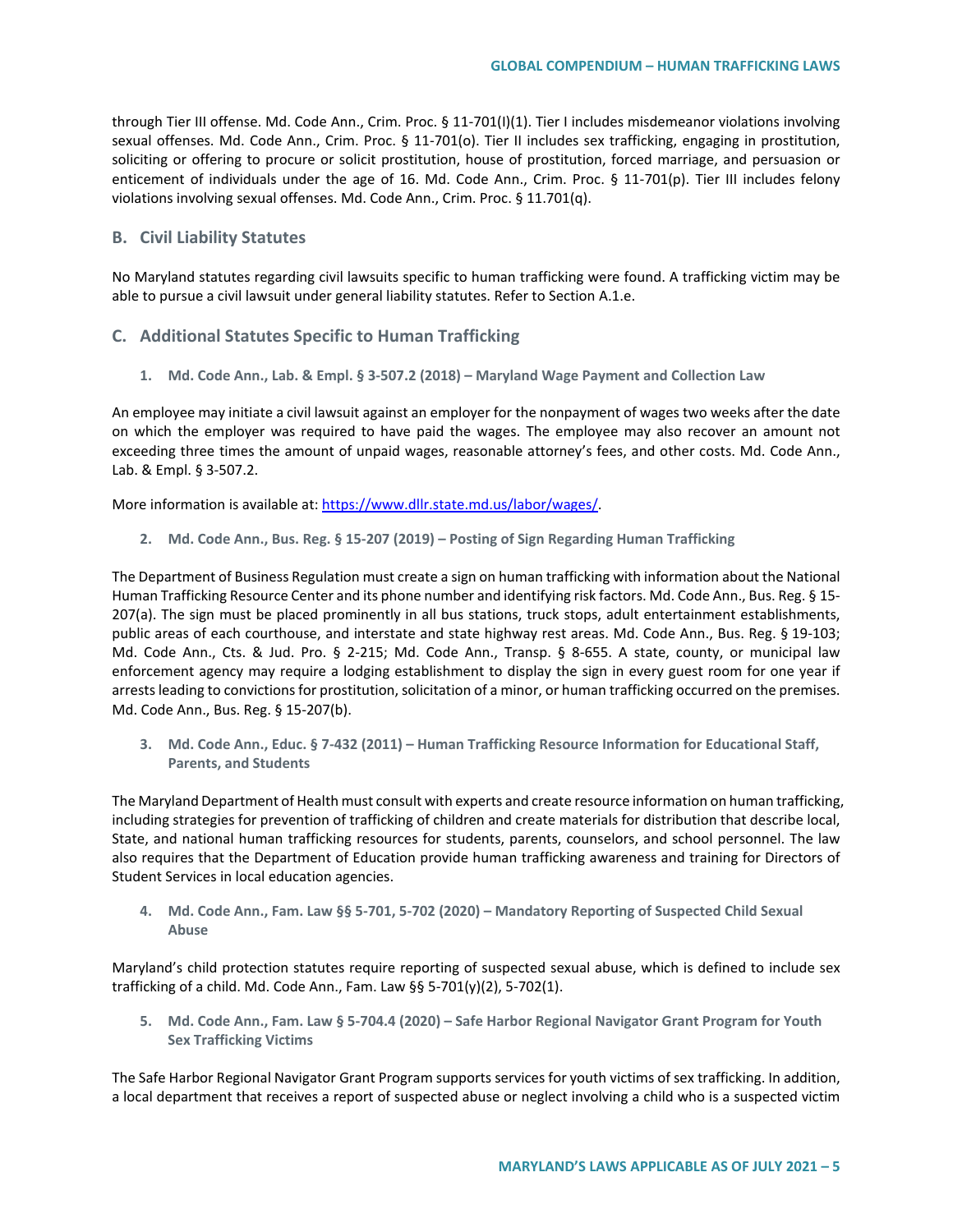through Tier III offense. Md. Code Ann., Crim. Proc. § 11-701(l)(1). Tier I includes misdemeanor violations involving sexual offenses. Md. Code Ann., Crim. Proc. § 11-701(o). Tier II includes sex trafficking, engaging in prostitution, soliciting or offering to procure or solicit prostitution, house of prostitution, forced marriage, and persuasion or enticement of individuals under the age of 16. Md. Code Ann., Crim. Proc. § 11-701(p). Tier III includes felony violations involving sexual offenses. Md. Code Ann., Crim. Proc. § 11.701(q).

## B. Civil Liability Statutes

No Maryland statutes regarding civil lawsuits specific to human trafficking were found. A trafficking victim may be able to pursue a civil lawsuit under general liability statutes. Refer to Section A.1.e.

## C. Additional Statutes Specific to Human Trafficking

### 1. Md. Code Ann., Lab. & Empl. § 3-507.2 (2018) – Maryland Wage Payment and Collection Law

An employee may initiate a civil lawsuit against an employer for the nonpayment of wages two weeks after the date on which the employer was required to have paid the wages. The employee may also recover an amount not exceeding three times the amount of unpaid wages, reasonable attorney's fees, and other costs. Md. Code Ann., Lab. & Empl. § 3-507.2.

More information is available at: [https://www.dllr.state.md.us/labor/wages/](https://www.dllr.state.md.us/labor/wages/).

### 2. Md. Code Ann., Bus. Reg. § 15-207 (2019) – Posting of Sign Regarding Human Trafficking

The Department of Business Regulation must create a sign on human trafficking with information about the National Human Trafficking Resource Center and its phone number and identifying risk factors. Md. Code Ann., Bus. Reg. § 15-207(a). The sign must be placed prominently in all bus stations, truck stops, adult entertainment establishments, public areas of each courthouse, and interstate and state highway rest areas. Md. Code Ann., Bus. Reg. § 19-103; Md. Code Ann., Cts. & Jud. Pro. § 2-215; Md. Code Ann., Transp. § 8-655. A state, county, or municipal law enforcement agency may require a lodging establishment to display the sign in every guest room for one year if arrests leading to convictions for prostitution, solicitation of a minor, or human trafficking occurred on the premises. Md. Code Ann., Bus. Reg. § 15-207(b).

### 3. Md. Code Ann., Educ. § 7-432 (2011) – Human Trafficking Resource Information for Educational Staff, Parents, and Students

The Maryland Department of Health must consult with experts and create resource information on human trafficking, including strategies for prevention of trafficking of children and create materials for distribution that describe local, State, and national human trafficking resources for students, parents, counselors, and school personnel. The law also requires that the Department of Education provide human trafficking awareness and training for Directors of Student Services in local education agencies.

### 4. Md. Code Ann., Fam. Law §§ 5-701, 5-702 (2020) – Mandatory Reporting of Suspected Child Sexual Abuse

Maryland's child protection statutes require reporting of suspected sexual abuse, which is defined to include sex trafficking of a child. Md. Code Ann., Fam. Law §§ 5-701(y)(2), 5-702(1).

### 5. Md. Code Ann., Fam. Law § 5-704.4 (2020) – Safe Harbor Regional Navigator Grant Program for Youth Sex Trafficking Victims

The Safe Harbor Regional Navigator Grant Program supports services for youth victims of sex trafficking. In addition, a local department that receives a report of suspected abuse or neglect involving a child who is a suspected victim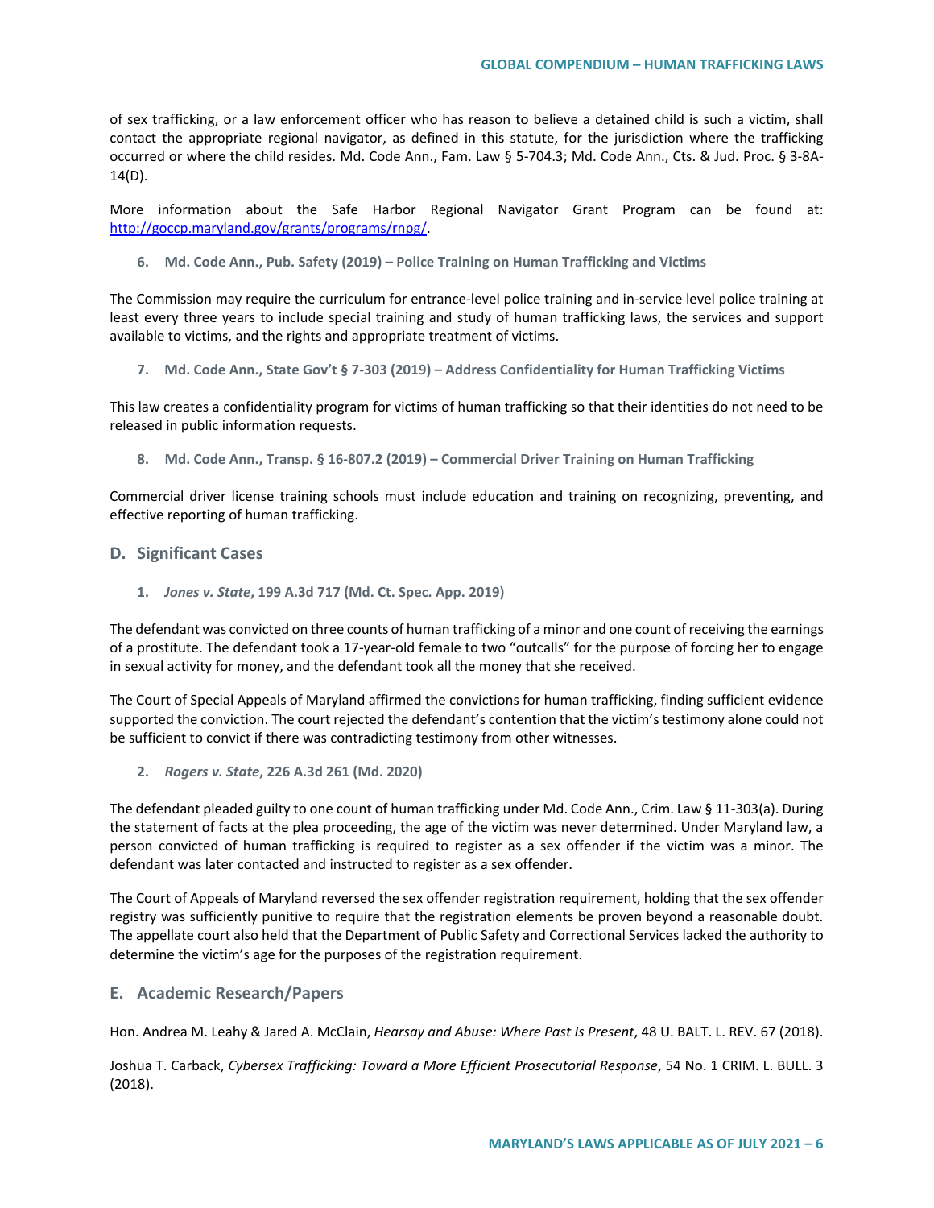of sex trafficking, or a law enforcement officer who has reason to believe a detained child is such a victim, shall contact the appropriate regional navigator, as defined in this statute, for the jurisdiction where the trafficking occurred or where the child resides. Md. Code Ann., Fam. Law § 5-704.3; Md. Code Ann., Cts. & Jud. Proc. § 3-8A-14(D).

More information about the Safe Harbor Regional Navigator Grant Program can be found at: [http://goccp.maryland.gov/grants/programs/rnpg/](http://goccp.maryland.gov/grants/programs/rnpg/).

#### 6. Md. Code Ann., Pub. Safety (2019) – Police Training on Human Trafficking and Victims

The Commission may require the curriculum for entrance-level police training and in-service level police training at least every three years to include special training and study of human trafficking laws, the services and support available to victims, and the rights and appropriate treatment of victims.

#### 7. Md. Code Ann., State Gov't § 7-303 (2019) – Address Confidentiality for Human Trafficking Victims

This law creates a confidentiality program for victims of human trafficking so that their identities do not need to be released in public information requests.

#### 8. Md. Code Ann., Transp. § 16-807.2 (2019) – Commercial Driver Training on Human Trafficking

Commercial driver license training schools must include education and training on recognizing, preventing, and effective reporting of human trafficking.

### D. Significant Cases

#### 1. *Jones v. State*, 199 A.3d 717 (Md. Ct. Spec. App. 2019)

The defendant was convicted on three counts of human trafficking of a minor and one count of receiving the earnings of a prostitute. The defendant took a 17-year-old female to two "outcalls" for the purpose of forcing her to engage in sexual activity for money, and the defendant took all the money that she received.

The Court of Special Appeals of Maryland affirmed the convictions for human trafficking, finding sufficient evidence supported the conviction. The court rejected the defendant's contention that the victim's testimony alone could not be sufficient to convict if there was contradicting testimony from other witnesses.

#### 2. *Rogers v. State*, 226 A.3d 261 (Md. 2020)

The defendant pleaded guilty to one count of human trafficking under Md. Code Ann., Crim. Law § 11-303(a). During the statement of facts at the plea proceeding, the age of the victim was never determined. Under Maryland law, a person convicted of human trafficking is required to register as a sex offender if the victim was a minor. The defendant was later contacted and instructed to register as a sex offender.

The Court of Appeals of Maryland reversed the sex offender registration requirement, holding that the sex offender registry was sufficiently punitive to require that the registration elements be proven beyond a reasonable doubt. The appellate court also held that the Department of Public Safety and Correctional Services lacked the authority to determine the victim's age for the purposes of the registration requirement.

### E. Academic Research/Papers

Hon. Andrea M. Leahy & Jared A. McClain, *Hearsay and Abuse: Where Past Is Present*, 48 U. BALT. L. REV. 67 (2018).

Joshua T. Carback, *Cybersex Trafficking: Toward a More Efficient Prosecutorial Response*, 54 No. 1 CRIM. L. BULL. 3 (2018).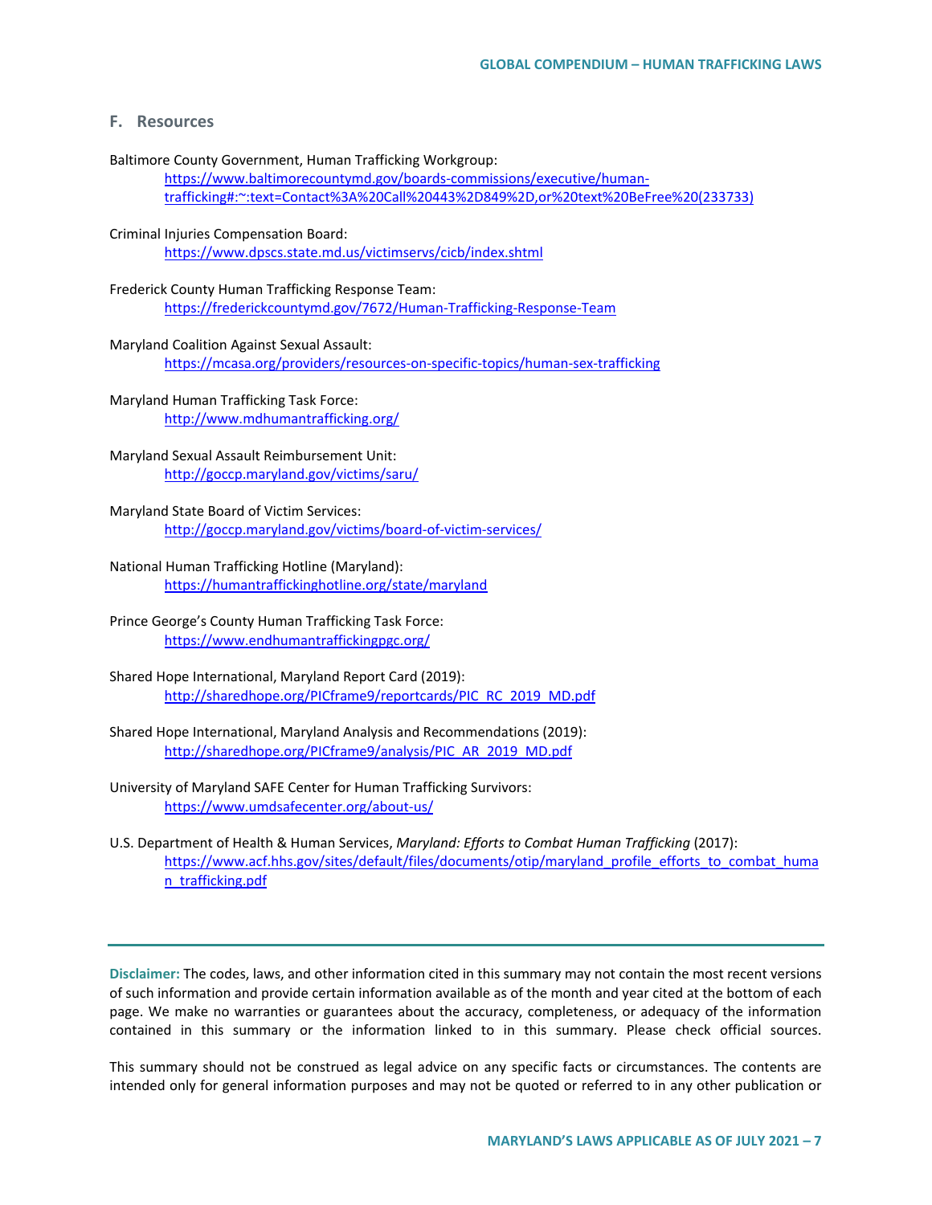## F. Resources

Baltimore County Government, Human Trafficking Workgroup:
https://www.baltimorecountymd.gov/boards-commissions/executive/human-trafficking#:~:text=Contact%3A%20Call%20443%2D849%2D,or%20text%20BeFree%20(233733)

Criminal Injuries Compensation Board:
https://www.dpscs.state.md.us/victimservs/cicb/index.shtml

Frederick County Human Trafficking Response Team:
https://frederickcountymd.gov/7672/Human-Trafficking-Response-Team

Maryland Coalition Against Sexual Assault:
https://mcasa.org/providers/resources-on-specific-topics/human-sex-trafficking

Maryland Human Trafficking Task Force:
http://www.mdhumantrafficking.org/

Maryland Sexual Assault Reimbursement Unit:
http://goccp.maryland.gov/victims/saru/

Maryland State Board of Victim Services:
http://goccp.maryland.gov/victims/board-of-victim-services/

National Human Trafficking Hotline (Maryland):
https://humantraffickinghotline.org/state/maryland

Prince George's County Human Trafficking Task Force:
https://www.endhumantraffickingpgc.org/

Shared Hope International, Maryland Report Card (2019):
http://sharedhope.org/PICframe9/reportcards/PIC_RC_2019_MD.pdf

Shared Hope International, Maryland Analysis and Recommendations (2019):
http://sharedhope.org/PICframe9/analysis/PIC_AR_2019_MD.pdf

University of Maryland SAFE Center for Human Trafficking Survivors:
https://www.umdsafecenter.org/about-us/

U.S. Department of Health & Human Services, *Maryland: Efforts to Combat Human Trafficking* (2017):
https://www.acf.hhs.gov/sites/default/files/documents/otip/maryland_profile_efforts_to_combat_human_trafficking.pdf

---

**Disclaimer:** The codes, laws, and other information cited in this summary may not contain the most recent versions of such information and provide certain information available as of the month and year cited at the bottom of each page. We make no warranties or guarantees about the accuracy, completeness, or adequacy of the information contained in this summary or the information linked to in this summary. Please check official sources.

This summary should not be construed as legal advice on any specific facts or circumstances. The contents are intended only for general information purposes and may not be quoted or referred to in any other publication or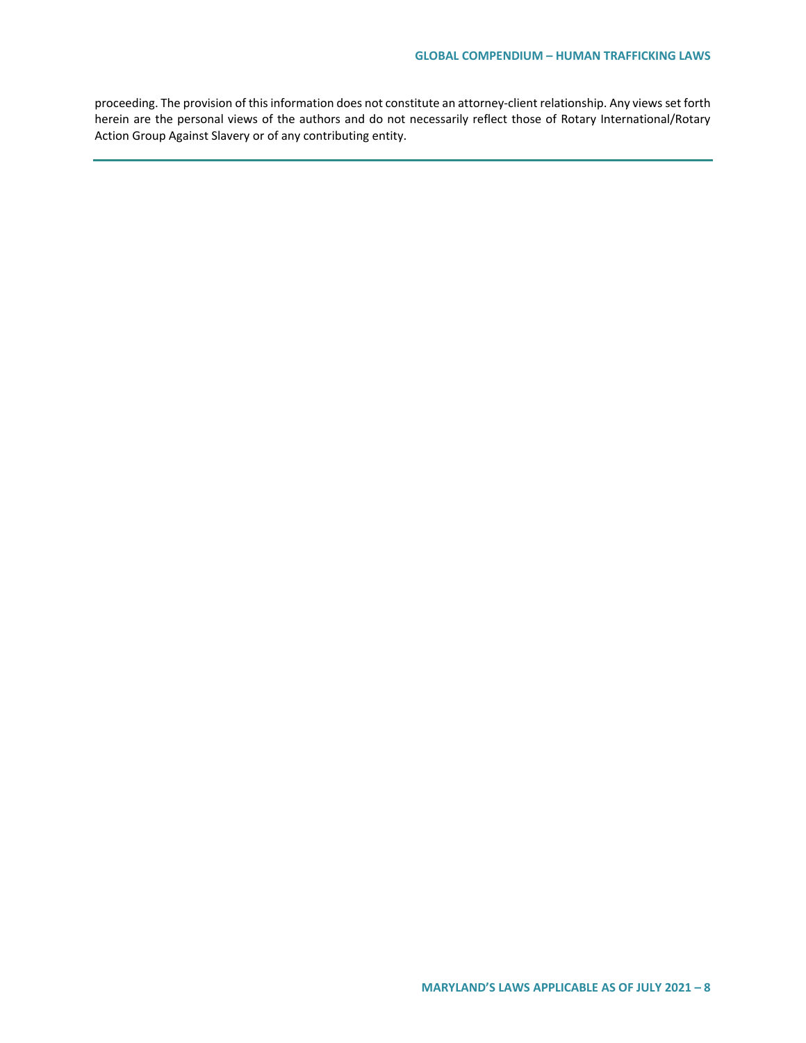proceeding. The provision of this information does not constitute an attorney-client relationship. Any views set forth herein are the personal views of the authors and do not necessarily reflect those of Rotary International/Rotary Action Group Against Slavery or of any contributing entity.

---